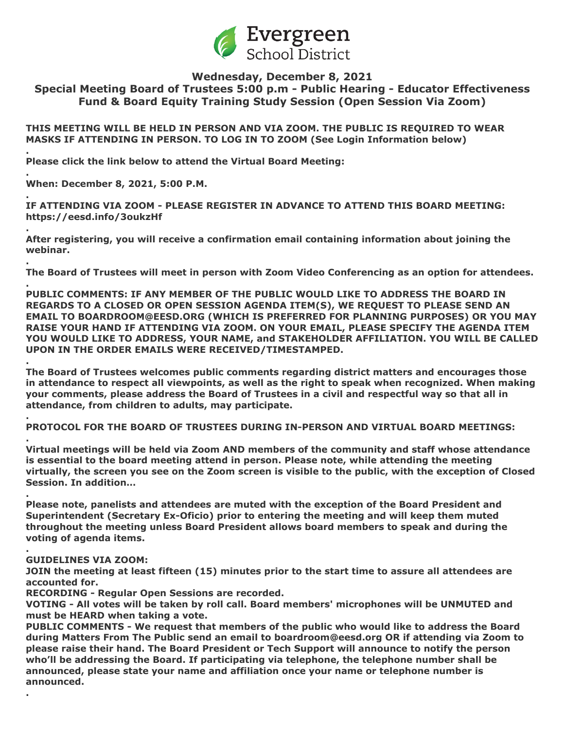Evergreen School District

## Wednesday, December 8, 2021

## Special Meeting Board of Trustees 5:00 p.m - Public Hearing - Educator Effectiveness Fund & Board Equity Training Study Session (Open Session Via Zoom)

**THIS MEETING WILL BE HELD IN PERSON AND VIA ZOOM. THE PUBLIC IS REQUIRED TO WEAR MASKS IF ATTENDING IN PERSON. TO LOG IN TO ZOOM (See Login Information below)**

**.**

**Please click the link below to attend the Virtual Board Meeting:**

**.**

**When: December 8, 2021, 5:00 P.M.**

**.**

**IF ATTENDING VIA ZOOM - PLEASE REGISTER IN ADVANCE TO ATTEND THIS BOARD MEETING: https://eesd.info/3oukzHf**

**.**

**After registering, you will receive a confirmation email containing information about joining the webinar.**

**.**

**The Board of Trustees will meet in person with Zoom Video Conferencing as an option for attendees.**

**.**

**PUBLIC COMMENTS: IF ANY MEMBER OF THE PUBLIC WOULD LIKE TO ADDRESS THE BOARD IN REGARDS TO A CLOSED OR OPEN SESSION AGENDA ITEM(S), WE REQUEST TO PLEASE SEND AN EMAIL TO BOARDROOM@EESD.ORG (WHICH IS PREFERRED FOR PLANNING PURPOSES) OR YOU MAY RAISE YOUR HAND IF ATTENDING VIA ZOOM. ON YOUR EMAIL, PLEASE SPECIFY THE AGENDA ITEM YOU WOULD LIKE TO ADDRESS, YOUR NAME, and STAKEHOLDER AFFILIATION. YOU WILL BE CALLED UPON IN THE ORDER EMAILS WERE RECEIVED/TIMESTAMPED.**

**.**

**The Board of Trustees welcomes public comments regarding district matters and encourages those in attendance to respect all viewpoints, as well as the right to speak when recognized. When making your comments, please address the Board of Trustees in a civil and respectful way so that all in attendance, from children to adults, may participate.**

**.**

**PROTOCOL FOR THE BOARD OF TRUSTEES DURING IN-PERSON AND VIRTUAL BOARD MEETINGS:**

**.**

**Virtual meetings will be held via Zoom AND members of the community and staff whose attendance is essential to the board meeting attend in person. Please note, while attending the meeting virtually, the screen you see on the Zoom screen is visible to the public, with the exception of Closed Session. In addition...**

**.**

**Please note, panelists and attendees are muted with the exception of the Board President and Superintendent (Secretary Ex-Oficio) prior to entering the meeting and will keep them muted throughout the meeting unless Board President allows board members to speak and during the voting of agenda items.**

**.**

**GUIDELINES VIA ZOOM:**

**JOIN the meeting at least fifteen (15) minutes prior to the start time to assure all attendees are accounted for.**

**RECORDING - Regular Open Sessions are recorded.**

**VOTING - All votes will be taken by roll call. Board members' microphones will be UNMUTED and must be HEARD when taking a vote.**

**PUBLIC COMMENTS - We request that members of the public who would like to address the Board during Matters From The Public send an email to boardroom@eesd.org OR if attending via Zoom to please raise their hand. The Board President or Tech Support will announce to notify the person who'll be addressing the Board. If participating via telephone, the telephone number shall be announced, please state your name and affiliation once your name or telephone number is announced.**

**.**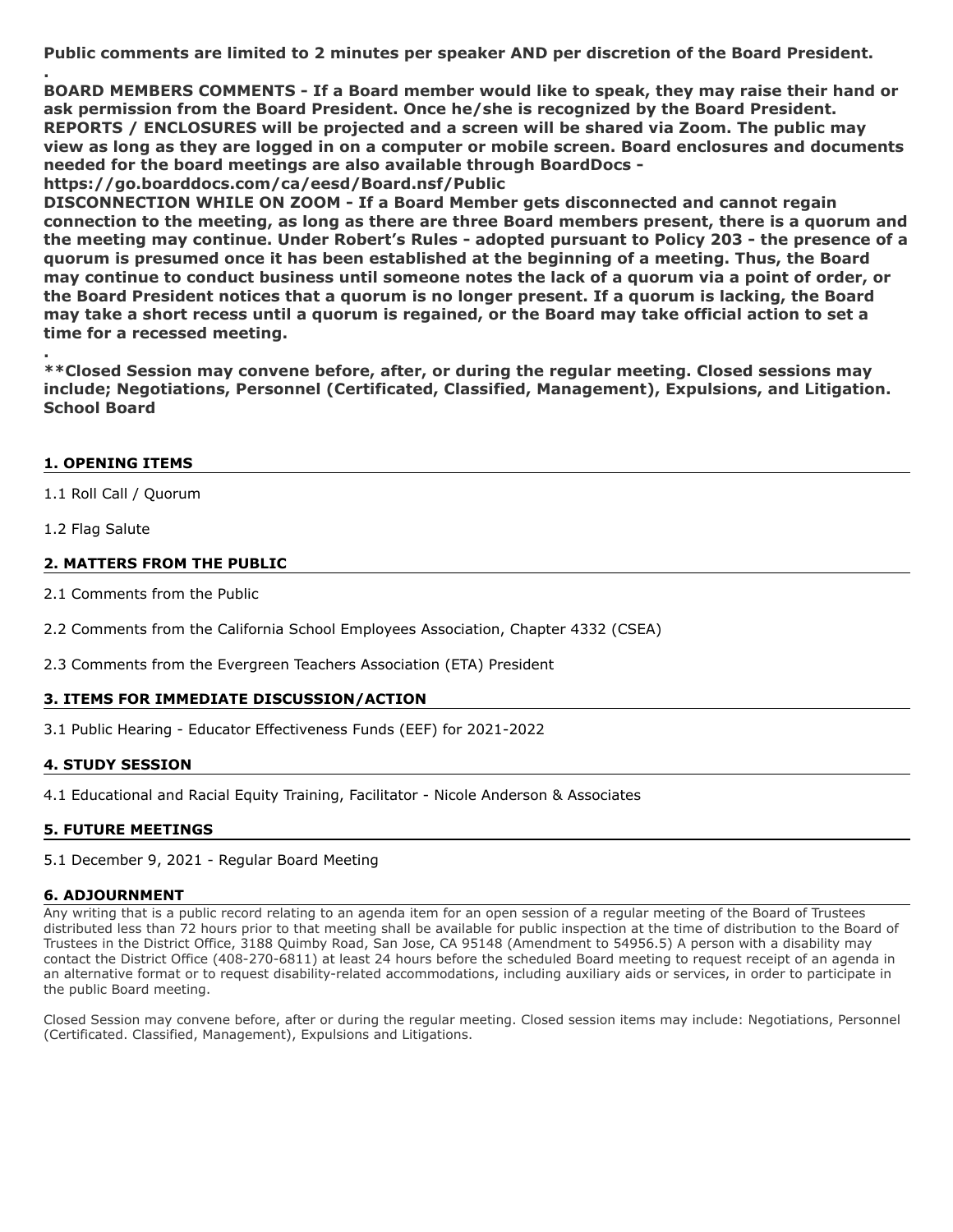**Public comments are limited to 2 minutes per speaker AND per discretion of the Board President.**

**.**

**BOARD MEMBERS COMMENTS - If a Board member would like to speak, they may raise their hand or ask permission from the Board President. Once he/she is recognized by the Board President. REPORTS / ENCLOSURES will be projected and a screen will be shared via Zoom. The public may view as long as they are logged in on a computer or mobile screen. Board enclosures and documents needed for the board meetings are also available through BoardDocs - https://go.boarddocs.com/ca/eesd/Board.nsf/Public**

**DISCONNECTION WHILE ON ZOOM - If a Board Member gets disconnected and cannot regain connection to the meeting, as long as there are three Board members present, there is a quorum and the meeting may continue. Under Robert's Rules - adopted pursuant to Policy 203 - the presence of a quorum is presumed once it has been established at the beginning of a meeting. Thus, the Board may continue to conduct business until someone notes the lack of a quorum via a point of order, or the Board President notices that a quorum is no longer present. If a quorum is lacking, the Board may take a short recess until a quorum is regained, or the Board may take official action to set a time for a recessed meeting.**

**.**

****Closed Session may convene before, after, or during the regular meeting. Closed sessions may include; Negotiations, Personnel (Certificated, Classified, Management), Expulsions, and Litigation. School Board**

## 1. OPENING ITEMS

1.1 Roll Call / Quorum

1.2 Flag Salute

## 2. MATTERS FROM THE PUBLIC

2.1 Comments from the Public

2.2 Comments from the California School Employees Association, Chapter 4332 (CSEA)

2.3 Comments from the Evergreen Teachers Association (ETA) President

## 3. ITEMS FOR IMMEDIATE DISCUSSION/ACTION

3.1 Public Hearing - Educator Effectiveness Funds (EEF) for 2021-2022

## 4. STUDY SESSION

4.1 Educational and Racial Equity Training, Facilitator - Nicole Anderson & Associates

## 5. FUTURE MEETINGS

5.1 December 9, 2021 - Regular Board Meeting

## 6. ADJOURNMENT

Any writing that is a public record relating to an agenda item for an open session of a regular meeting of the Board of Trustees distributed less than 72 hours prior to that meeting shall be available for public inspection at the time of distribution to the Board of Trustees in the District Office, 3188 Quimby Road, San Jose, CA 95148 (Amendment to 54956.5) A person with a disability may contact the District Office (408-270-6811) at least 24 hours before the scheduled Board meeting to request receipt of an agenda in an alternative format or to request disability-related accommodations, including auxiliary aids or services, in order to participate in the public Board meeting.

Closed Session may convene before, after or during the regular meeting. Closed session items may include: Negotiations, Personnel (Certificated. Classified, Management), Expulsions and Litigations.